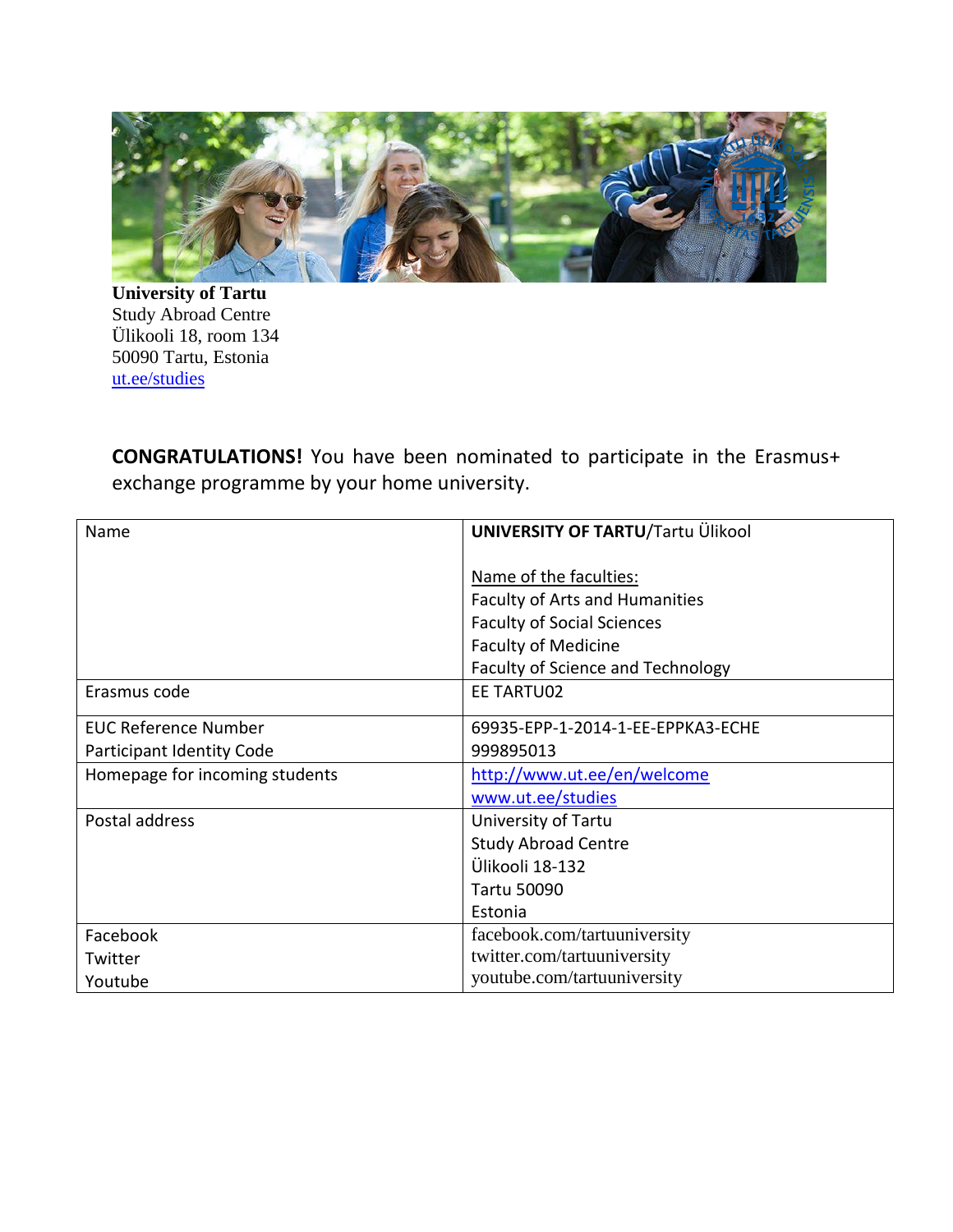**University of Tartu**
Study Abroad Centre
Ülikooli 18, room 134
50090 Tartu, Estonia
[ut.ee/studies](ut.ee/studies)

**CONGRATULATIONS!** You have been nominated to participate in the Erasmus+ exchange programme by your home university.

| Name | **UNIVERSITY OF TARTU**/Tartu Ülikool<br><br>Name of the faculties:<br>Faculty of Arts and Humanities<br>Faculty of Social Sciences<br>Faculty of Medicine<br>Faculty of Science and Technology |
|---|---|
| Erasmus code | EE TARTU02 |
| EUC Reference Number<br>Participant Identity Code | 69935-EPP-1-2014-1-EE-EPPKA3-ECHE<br>999895013 |
| Homepage for incoming students | [http://www.ut.ee/en/welcome](http://www.ut.ee/en/welcome)<br>[www.ut.ee/studies](www.ut.ee/studies) |
| Postal address | University of Tartu<br>Study Abroad Centre<br>Ülikooli 18-132<br>Tartu 50090<br>Estonia |
| Facebook<br>Twitter<br>Youtube | facebook.com/tartuuniversity<br>twitter.com/tartuuniversity<br>youtube.com/tartuuniversity |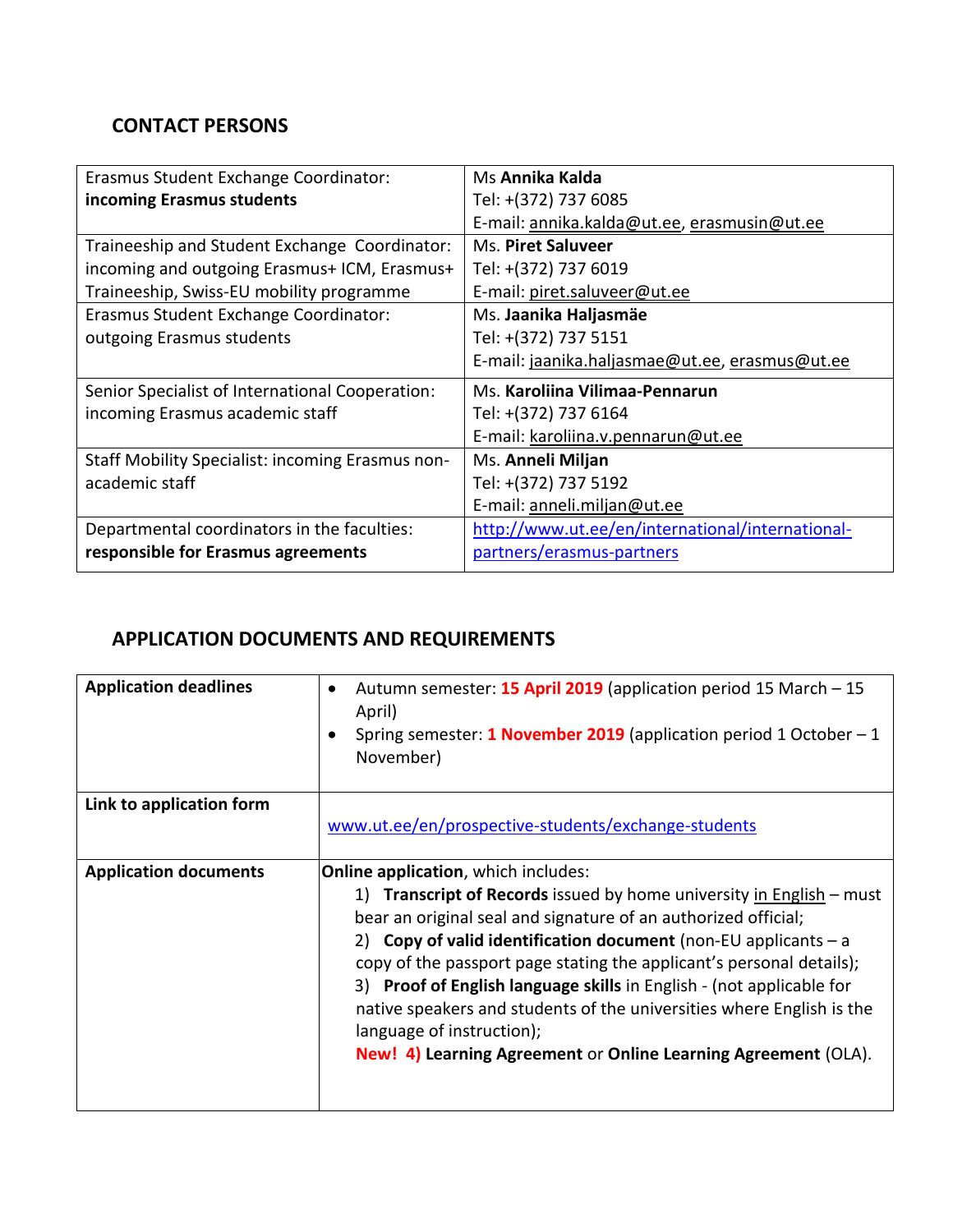## CONTACT PERSONS

| | |
|---|---|
| Erasmus Student Exchange Coordinator: **incoming Erasmus students** | Ms **Annika Kalda**<br>Tel: +(372) 737 6085<br>E-mail: annika.kalda@ut.ee, erasmusin@ut.ee |
| Traineeship and Student Exchange Coordinator: incoming and outgoing Erasmus+ ICM, Erasmus+ Traineeship, Swiss-EU mobility programme | Ms. **Piret Saluveer**<br>Tel: +(372) 737 6019<br>E-mail: piret.saluveer@ut.ee |
| Erasmus Student Exchange Coordinator: outgoing Erasmus students | Ms. **Jaanika Haljasmäe**<br>Tel: +(372) 737 5151<br>E-mail: jaanika.haljasmae@ut.ee, erasmus@ut.ee |
| Senior Specialist of International Cooperation: incoming Erasmus academic staff | Ms. **Karoliina Vilimaa-Pennarun**<br>Tel: +(372) 737 6164<br>E-mail: karoliina.v.pennarun@ut.ee |
| Staff Mobility Specialist: incoming Erasmus non-academic staff | Ms. **Anneli Miljan**<br>Tel: +(372) 737 5192<br>E-mail: anneli.miljan@ut.ee |
| Departmental coordinators in the faculties: **responsible for Erasmus agreements** | http://www.ut.ee/en/international/international-partners/erasmus-partners |

## APPLICATION DOCUMENTS AND REQUIREMENTS

| | |
|---|---|
| **Application deadlines** | • Autumn semester: **15 April 2019** (application period 15 March – 15 April)<br>• Spring semester: **1 November 2019** (application period 1 October – 1 November) |
| **Link to application form** | www.ut.ee/en/prospective-students/exchange-students |
| **Application documents** | **Online application**, which includes:<br>1) **Transcript of Records** issued by home university in English – must bear an original seal and signature of an authorized official;<br>2) **Copy of valid identification document** (non-EU applicants – a copy of the passport page stating the applicant's personal details);<br>3) **Proof of English language skills** in English - (not applicable for native speakers and students of the universities where English is the language of instruction);<br>**New! 4) Learning Agreement** or **Online Learning Agreement** (OLA). |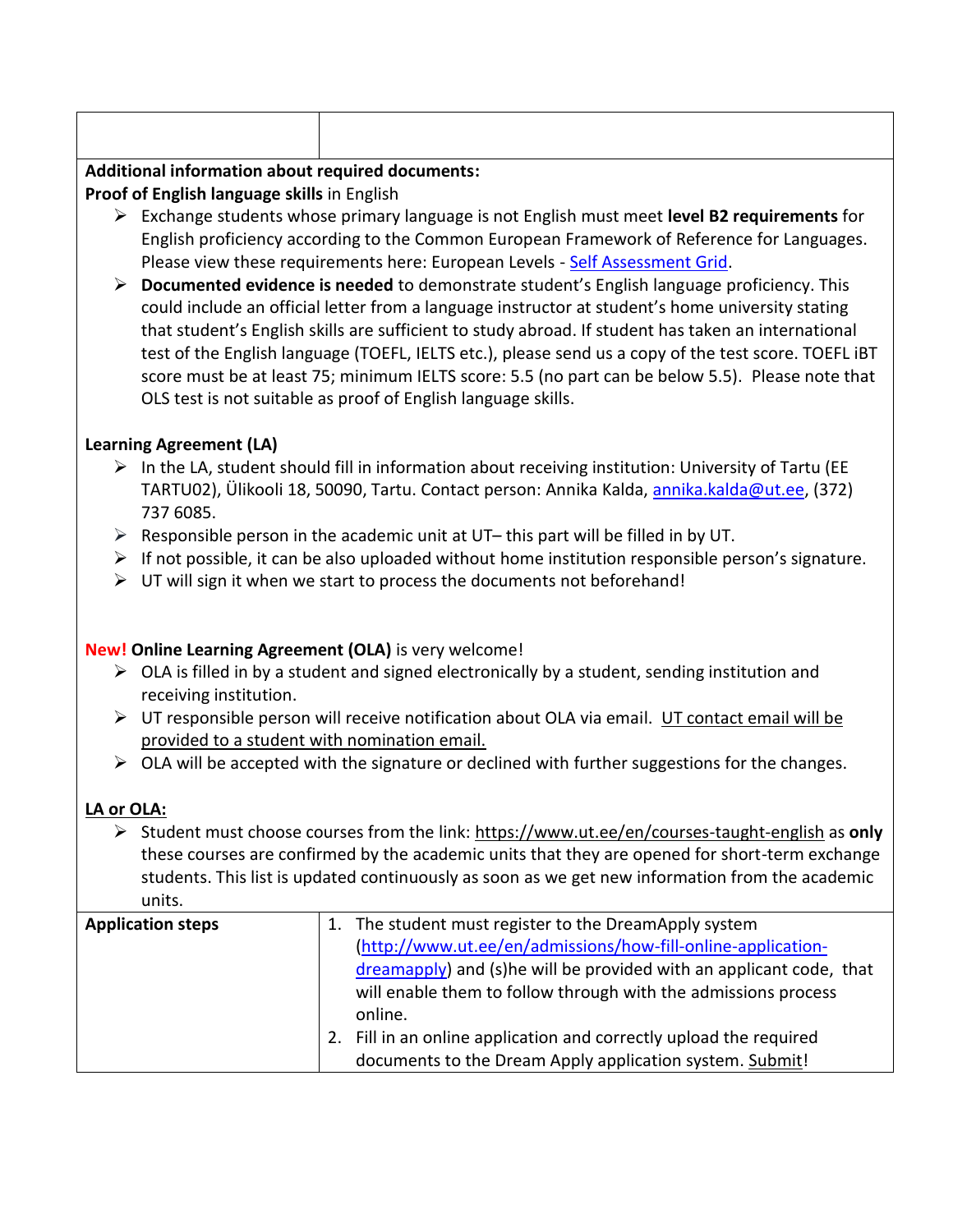| | |
|---|---|
| | |

**Additional information about required documents:**

**Proof of English language skills** in English

- Exchange students whose primary language is not English must meet **level B2 requirements** for English proficiency according to the Common European Framework of Reference for Languages. Please view these requirements here: European Levels - Self Assessment Grid.
- **Documented evidence is needed** to demonstrate student's English language proficiency. This could include an official letter from a language instructor at student's home university stating that student's English skills are sufficient to study abroad. If student has taken an international test of the English language (TOEFL, IELTS etc.), please send us a copy of the test score. TOEFL iBT score must be at least 75; minimum IELTS score: 5.5 (no part can be below 5.5). Please note that OLS test is not suitable as proof of English language skills.

**Learning Agreement (LA)**

- In the LA, student should fill in information about receiving institution: University of Tartu (EE TARTU02), Ülikooli 18, 50090, Tartu. Contact person: Annika Kalda, annika.kalda@ut.ee, (372) 737 6085.
- Responsible person in the academic unit at UT– this part will be filled in by UT.
- If not possible, it can be also uploaded without home institution responsible person's signature.
- UT will sign it when we start to process the documents not beforehand!

**New! Online Learning Agreement (OLA)** is very welcome!

- OLA is filled in by a student and signed electronically by a student, sending institution and receiving institution.
- UT responsible person will receive notification about OLA via email. UT contact email will be provided to a student with nomination email.
- OLA will be accepted with the signature or declined with further suggestions for the changes.

**LA or OLA:**

- Student must choose courses from the link: https://www.ut.ee/en/courses-taught-english as **only** these courses are confirmed by the academic units that they are opened for short-term exchange students. This list is updated continuously as soon as we get new information from the academic units.

| **Application steps** | 1. The student must register to the DreamApply system (http://www.ut.ee/en/admissions/how-fill-online-application-dreamapply) and (s)he will be provided with an applicant code, that will enable them to follow through with the admissions process online.<br>2. Fill in an online application and correctly upload the required documents to the Dream Apply application system. Submit! |
|---|---|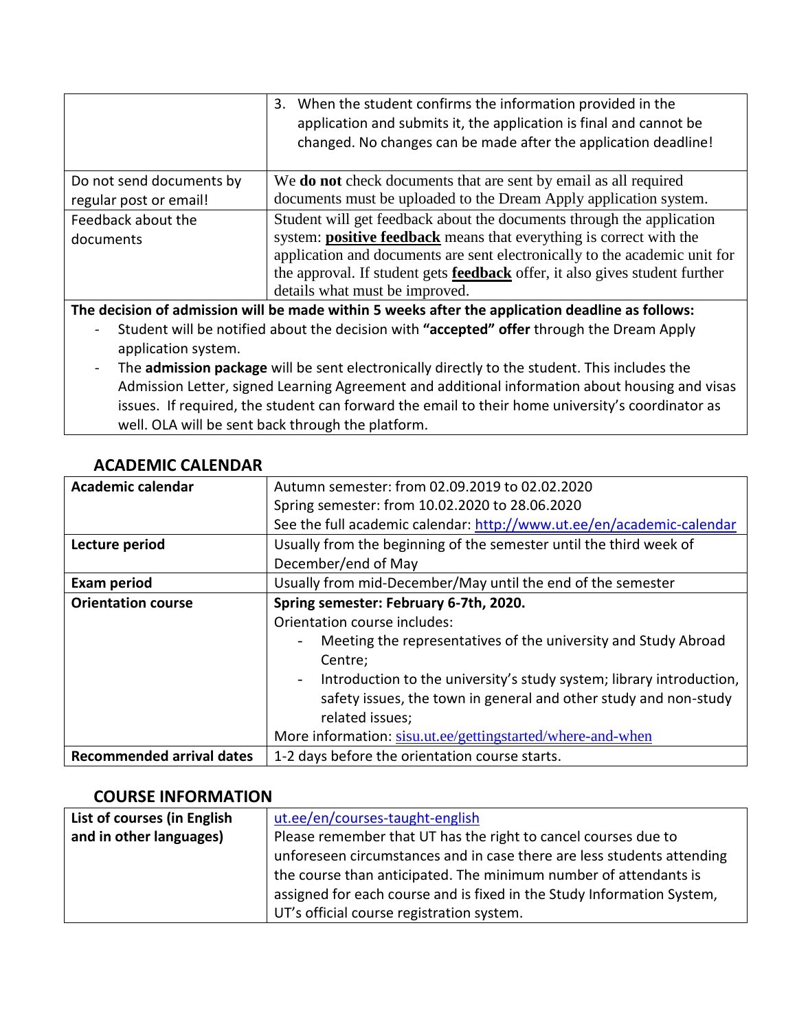| | |
|---|---|
| | 3. When the student confirms the information provided in the application and submits it, the application is final and cannot be changed. No changes can be made after the application deadline! |
| Do not send documents by regular post or email! | We **do not** check documents that are sent by email as all required documents must be uploaded to the Dream Apply application system. |
| Feedback about the documents | Student will get feedback about the documents through the application system: **positive feedback** means that everything is correct with the application and documents are sent electronically to the academic unit for the approval. If student gets **feedback** offer, it also gives student further details what must be improved. |

**The decision of admission will be made within 5 weeks after the application deadline as follows:**

- Student will be notified about the decision with **"accepted" offer** through the Dream Apply application system.
- The **admission package** will be sent electronically directly to the student. This includes the Admission Letter, signed Learning Agreement and additional information about housing and visas issues. If required, the student can forward the email to their home university's coordinator as well. OLA will be sent back through the platform.

## ACADEMIC CALENDAR

| | |
|---|---|
| **Academic calendar** | Autumn semester: from 02.09.2019 to 02.02.2020<br>Spring semester: from 10.02.2020 to 28.06.2020<br>See the full academic calendar: http://www.ut.ee/en/academic-calendar |
| **Lecture period** | Usually from the beginning of the semester until the third week of December/end of May |
| **Exam period** | Usually from mid-December/May until the end of the semester |
| **Orientation course** | **Spring semester: February 6-7th, 2020.**<br>Orientation course includes:<br>- Meeting the representatives of the university and Study Abroad Centre;<br>- Introduction to the university's study system; library introduction, safety issues, the town in general and other study and non-study related issues;<br>More information: sisu.ut.ee/gettingstarted/where-and-when |
| **Recommended arrival dates** | 1-2 days before the orientation course starts. |

## COURSE INFORMATION

| | |
|---|---|
| **List of courses (in English and in other languages)** | ut.ee/en/courses-taught-english<br>Please remember that UT has the right to cancel courses due to unforeseen circumstances and in case there are less students attending the course than anticipated. The minimum number of attendants is assigned for each course and is fixed in the Study Information System, UT's official course registration system. |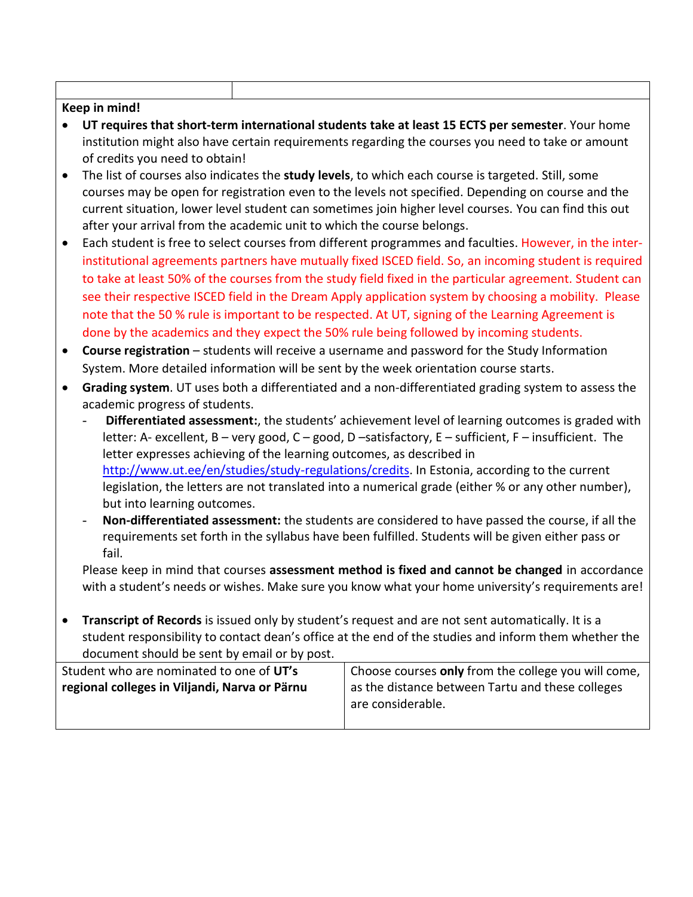**Keep in mind!**

- **UT requires that short-term international students take at least 15 ECTS per semester**. Your home institution might also have certain requirements regarding the courses you need to take or amount of credits you need to obtain!
- The list of courses also indicates the **study levels**, to which each course is targeted. Still, some courses may be open for registration even to the levels not specified. Depending on course and the current situation, lower level student can sometimes join higher level courses. You can find this out after your arrival from the academic unit to which the course belongs.
- Each student is free to select courses from different programmes and faculties. However, in the inter-institutional agreements partners have mutually fixed ISCED field. So, an incoming student is required to take at least 50% of the courses from the study field fixed in the particular agreement. Student can see their respective ISCED field in the Dream Apply application system by choosing a mobility. Please note that the 50 % rule is important to be respected. At UT, signing of the Learning Agreement is done by the academics and they expect the 50% rule being followed by incoming students.
- **Course registration** – students will receive a username and password for the Study Information System. More detailed information will be sent by the week orientation course starts.
- **Grading system**. UT uses both a differentiated and a non-differentiated grading system to assess the academic progress of students.
  - **Differentiated assessment:**, the students' achievement level of learning outcomes is graded with letter: A- excellent, B – very good, C – good, D –satisfactory, E – sufficient, F – insufficient. The letter expresses achieving of the learning outcomes, as described in http://www.ut.ee/en/studies/study-regulations/credits. In Estonia, according to the current legislation, the letters are not translated into a numerical grade (either % or any other number), but into learning outcomes.
  - **Non-differentiated assessment:** the students are considered to have passed the course, if all the requirements set forth in the syllabus have been fulfilled. Students will be given either pass or fail.

  Please keep in mind that courses **assessment method is fixed and cannot be changed** in accordance with a student's needs or wishes. Make sure you know what your home university's requirements are!

- **Transcript of Records** is issued only by student's request and are not sent automatically. It is a student responsibility to contact dean's office at the end of the studies and inform them whether the document should be sent by email or by post.

| Student who are nominated to one of **UT's regional colleges in Viljandi, Narva or Pärnu** | Choose courses **only** from the college you will come, as the distance between Tartu and these colleges are considerable. |
|---|---|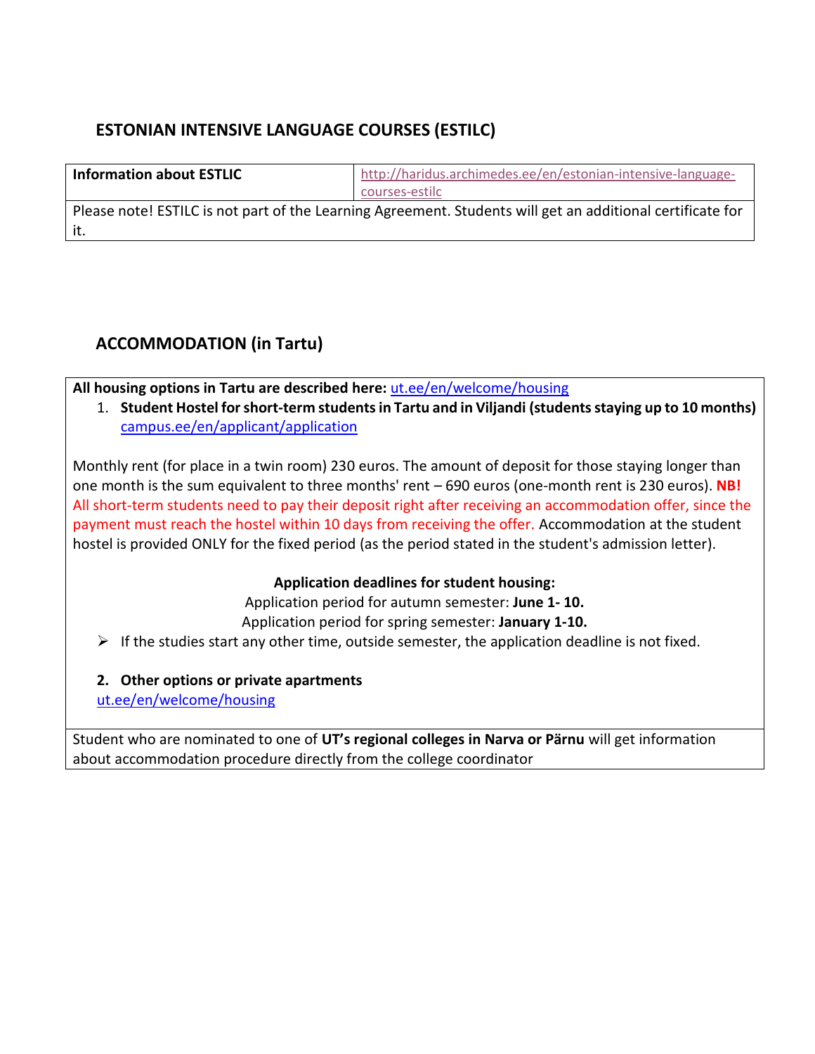## ESTONIAN INTENSIVE LANGUAGE COURSES (ESTILC)

| Information about ESTLIC | http://haridus.archimedes.ee/en/estonian-intensive-language-courses-estilc |
|---|---|
| Please note! ESTILC is not part of the Learning Agreement. Students will get an additional certificate for it. | |

## ACCOMMODATION (in Tartu)

**All housing options in Tartu are described here:** ut.ee/en/welcome/housing

1. **Student Hostel for short-term students in Tartu and in Viljandi (students staying up to 10 months)**
   campus.ee/en/applicant/application

Monthly rent (for place in a twin room) 230 euros. The amount of deposit for those staying longer than one month is the sum equivalent to three months' rent – 690 euros (one-month rent is 230 euros). **NB!** All short-term students need to pay their deposit right after receiving an accommodation offer, since the payment must reach the hostel within 10 days from receiving the offer. Accommodation at the student hostel is provided ONLY for the fixed period (as the period stated in the student's admission letter).

**Application deadlines for student housing:**

Application period for autumn semester: **June 1- 10.**

Application period for spring semester: **January 1-10.**

- If the studies start any other time, outside semester, the application deadline is not fixed.

2. **Other options or private apartments**
   ut.ee/en/welcome/housing

Student who are nominated to one of **UT's regional colleges in Narva or Pärnu** will get information about accommodation procedure directly from the college coordinator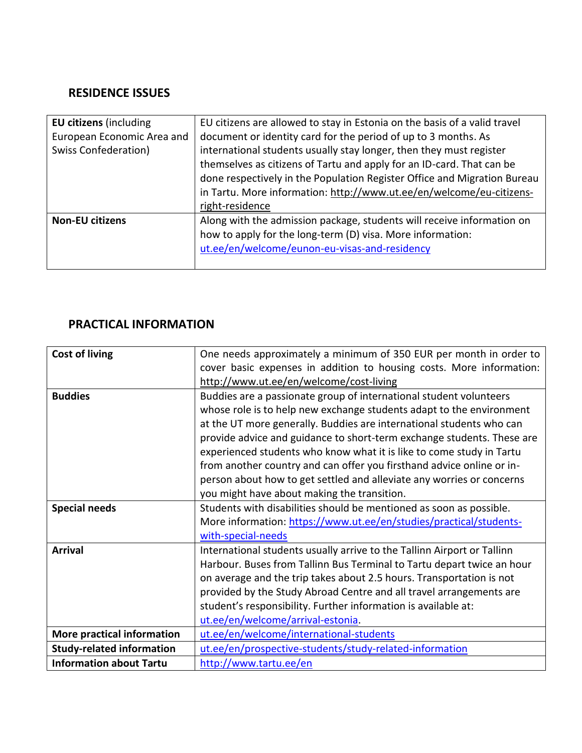## RESIDENCE ISSUES

| | |
|---|---|
| **EU citizens** (including European Economic Area and Swiss Confederation) | EU citizens are allowed to stay in Estonia on the basis of a valid travel document or identity card for the period of up to 3 months. As international students usually stay longer, then they must register themselves as citizens of Tartu and apply for an ID-card. That can be done respectively in the Population Register Office and Migration Bureau in Tartu. More information: http://www.ut.ee/en/welcome/eu-citizens-right-residence |
| **Non-EU citizens** | Along with the admission package, students will receive information on how to apply for the long-term (D) visa. More information: ut.ee/en/welcome/eunon-eu-visas-and-residency |

## PRACTICAL INFORMATION

| | |
|---|---|
| **Cost of living** | One needs approximately a minimum of 350 EUR per month in order to cover basic expenses in addition to housing costs. More information: http://www.ut.ee/en/welcome/cost-living |
| **Buddies** | Buddies are a passionate group of international student volunteers whose role is to help new exchange students adapt to the environment at the UT more generally. Buddies are international students who can provide advice and guidance to short-term exchange students. These are experienced students who know what it is like to come study in Tartu from another country and can offer you firsthand advice online or in-person about how to get settled and alleviate any worries or concerns you might have about making the transition. |
| **Special needs** | Students with disabilities should be mentioned as soon as possible. More information: https://www.ut.ee/en/studies/practical/students-with-special-needs |
| **Arrival** | International students usually arrive to the Tallinn Airport or Tallinn Harbour. Buses from Tallinn Bus Terminal to Tartu depart twice an hour on average and the trip takes about 2.5 hours. Transportation is not provided by the Study Abroad Centre and all travel arrangements are student's responsibility. Further information is available at: ut.ee/en/welcome/arrival-estonia. |
| **More practical information** | ut.ee/en/welcome/international-students |
| **Study-related information** | ut.ee/en/prospective-students/study-related-information |
| **Information about Tartu** | http://www.tartu.ee/en |